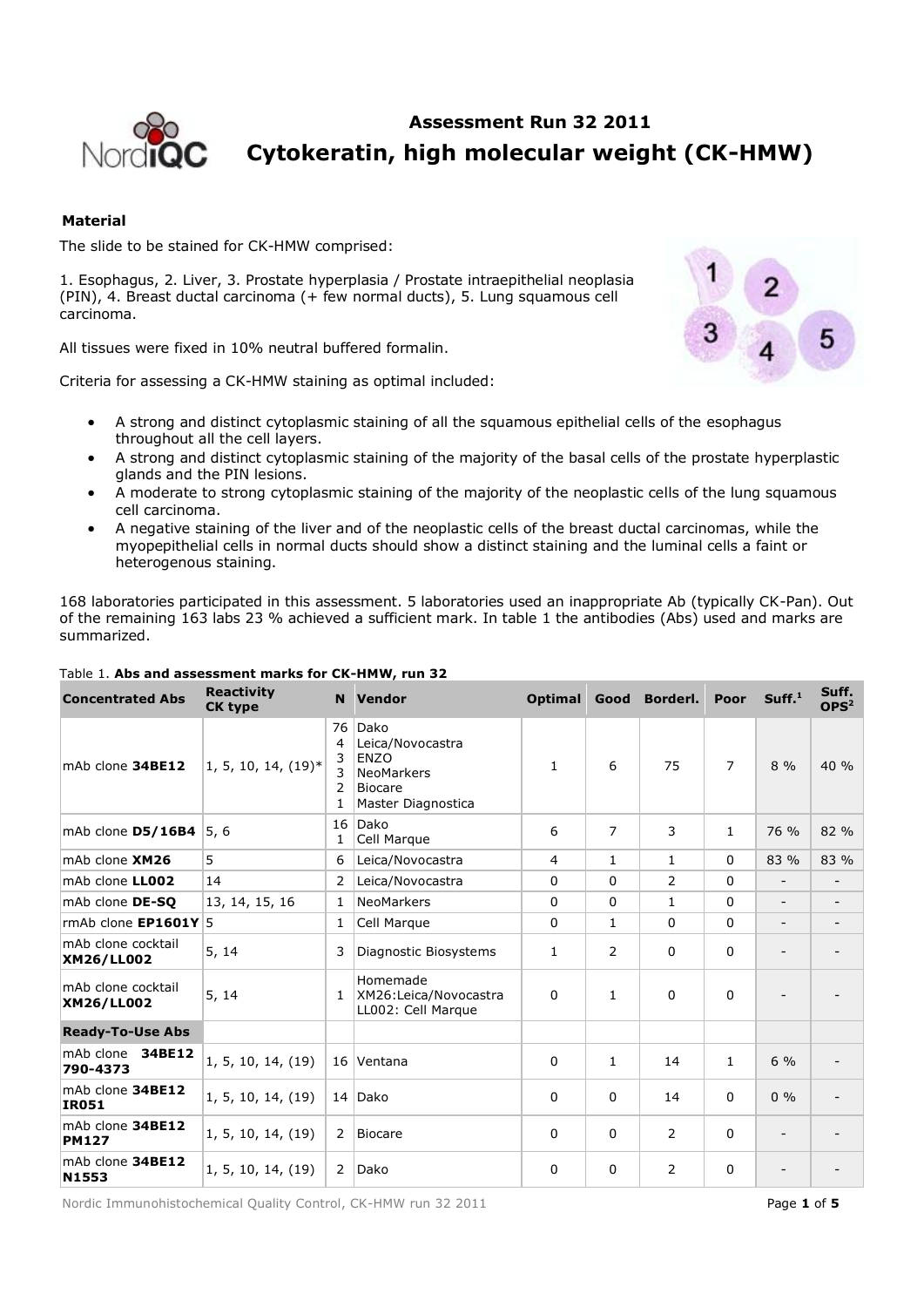# Assessment Run 32 2011

# Cytokeratin, high molecular weight (CK-HMW)

## Material

The slide to be stained for CK-HMW comprised:

1. Esophagus, 2. Liver, 3. Prostate hyperplasia / Prostate intraepithelial neoplasia (PIN), 4. Breast ductal carcinoma (+ few normal ducts), 5. Lung squamous cell carcinoma.

All tissues were fixed in 10% neutral buffered formalin.

Criteria for assessing a CK-HMW staining as optimal included:

- A strong and distinct cytoplasmic staining of all the squamous epithelial cells of the esophagus throughout all the cell layers.
- A strong and distinct cytoplasmic staining of the majority of the basal cells of the prostate hyperplastic glands and the PIN lesions.
- A moderate to strong cytoplasmic staining of the majority of the neoplastic cells of the lung squamous cell carcinoma.
- A negative staining of the liver and of the neoplastic cells of the breast ductal carcinomas, while the myopepithelial cells in normal ducts should show a distinct staining and the luminal cells a faint or heterogenous staining.

168 laboratories participated in this assessment. 5 laboratories used an inappropriate Ab (typically CK-Pan). Out of the remaining 163 labs 23 % achieved a sufficient mark. In table 1 the antibodies (Abs) used and marks are summarized.

Table 1. **Abs and assessment marks for CK-HMW, run 32**

| Concentrated Abs | Reactivity CK type | N | Vendor | Optimal | Good | Borderl. | Poor | Suff.[1] | Suff. OPS[2] |
|---|---|---|---|---|---|---|---|---|---|
| mAb clone **34BE12** | 1, 5, 10, 14, (19)* | 76<br>4<br>3<br>3<br>2<br>1 | Dako<br>Leica/Novocastra<br>ENZO<br>NeoMarkers<br>Biocare<br>Master Diagnostica | 1 | 6 | 75 | 7 | 8 % | 40 % |
| mAb clone **D5/16B4** | 5, 6 | 16<br>1 | Dako<br>Cell Marque | 6 | 7 | 3 | 1 | 76 % | 82 % |
| mAb clone **XM26** | 5 | 6 | Leica/Novocastra | 4 | 1 | 1 | 0 | 83 % | 83 % |
| mAb clone **LL002** | 14 | 2 | Leica/Novocastra | 0 | 0 | 2 | 0 | - | - |
| mAb clone **DE-SQ** | 13, 14, 15, 16 | 1 | NeoMarkers | 0 | 0 | 1 | 0 | - | - |
| rmAb clone **EP1601Y** | 5 | 1 | Cell Marque | 0 | 1 | 0 | 0 | - | - |
| mAb clone cocktail **XM26/LL002** | 5, 14 | 3 | Diagnostic Biosystems | 1 | 2 | 0 | 0 | - | - |
| mAb clone cocktail **XM26/LL002** | 5, 14 | 1 | Homemade<br>XM26:Leica/Novocastra<br>LL002: Cell Marque | 0 | 1 | 0 | 0 | - | - |
| **Ready-To-Use Abs** | | | | | | | | | |
| mAb clone **34BE12 790-4373** | 1, 5, 10, 14, (19) | 16 | Ventana | 0 | 1 | 14 | 1 | 6 % | - |
| mAb clone **34BE12 IR051** | 1, 5, 10, 14, (19) | 14 | Dako | 0 | 0 | 14 | 0 | 0 % | - |
| mAb clone **34BE12 PM127** | 1, 5, 10, 14, (19) | 2 | Biocare | 0 | 0 | 2 | 0 | - | - |
| mAb clone **34BE12 N1553** | 1, 5, 10, 14, (19) | 2 | Dako | 0 | 0 | 2 | 0 | - | - |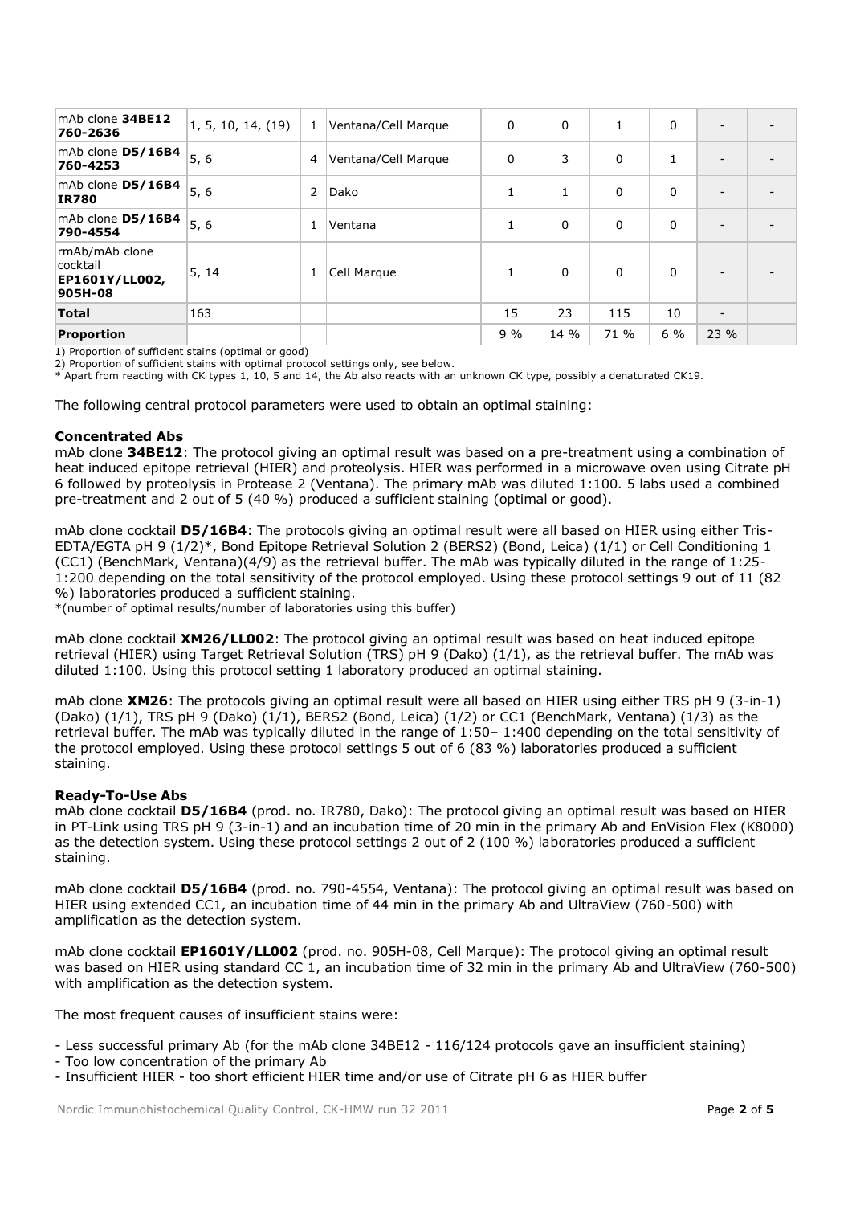| mAb clone **34BE12** 760-2636 | 1, 5, 10, 14, (19) | 1 | Ventana/Cell Marque | 0 | 0 | 1 | 0 | - | - |
|---|---|---|---|---|---|---|---|---|---|
| mAb clone **D5/16B4** 760-4253 | 5, 6 | 4 | Ventana/Cell Marque | 0 | 3 | 0 | 1 | - | - |
| mAb clone **D5/16B4** **IR780** | 5, 6 | 2 | Dako | 1 | 1 | 0 | 0 | - | - |
| mAb clone **D5/16B4** 790-4554 | 5, 6 | 1 | Ventana | 1 | 0 | 0 | 0 | - | - |
| rmAb/mAb clone cocktail **EP1601Y/LL002, 905H-08** | 5, 14 | 1 | Cell Marque | 1 | 0 | 0 | 0 | - | - |
| **Total** | 163 | | | 15 | 23 | 115 | 10 | - | |
| **Proportion** | | | | 9 % | 14 % | 71 % | 6 % | 23 % | |

1) Proportion of sufficient stains (optimal or good)
2) Proportion of sufficient stains with optimal protocol settings only, see below.
* Apart from reacting with CK types 1, 10, 5 and 14, the Ab also reacts with an unknown CK type, possibly a denaturated CK19.

The following central protocol parameters were used to obtain an optimal staining:

**Concentrated Abs**

mAb clone **34BE12**: The protocol giving an optimal result was based on a pre-treatment using a combination of heat induced epitope retrieval (HIER) and proteolysis. HIER was performed in a microwave oven using Citrate pH 6 followed by proteolysis in Protease 2 (Ventana). The primary mAb was diluted 1:100. 5 labs used a combined pre-treatment and 2 out of 5 (40 %) produced a sufficient staining (optimal or good).

mAb clone cocktail **D5/16B4**: The protocols giving an optimal result were all based on HIER using either Tris-EDTA/EGTA pH 9 (1/2)*, Bond Epitope Retrieval Solution 2 (BERS2) (Bond, Leica) (1/1) or Cell Conditioning 1 (CC1) (BenchMark, Ventana)(4/9) as the retrieval buffer. The mAb was typically diluted in the range of 1:25-1:200 depending on the total sensitivity of the protocol employed. Using these protocol settings 9 out of 11 (82 %) laboratories produced a sufficient staining.
*(number of optimal results/number of laboratories using this buffer)

mAb clone cocktail **XM26/LL002**: The protocol giving an optimal result was based on heat induced epitope retrieval (HIER) using Target Retrieval Solution (TRS) pH 9 (Dako) (1/1), as the retrieval buffer. The mAb was diluted 1:100. Using this protocol setting 1 laboratory produced an optimal staining.

mAb clone **XM26**: The protocols giving an optimal result were all based on HIER using either TRS pH 9 (3-in-1) (Dako) (1/1), TRS pH 9 (Dako) (1/1), BERS2 (Bond, Leica) (1/2) or CC1 (BenchMark, Ventana) (1/3) as the retrieval buffer. The mAb was typically diluted in the range of 1:50– 1:400 depending on the total sensitivity of the protocol employed. Using these protocol settings 5 out of 6 (83 %) laboratories produced a sufficient staining.

**Ready-To-Use Abs**

mAb clone cocktail **D5/16B4** (prod. no. IR780, Dako): The protocol giving an optimal result was based on HIER in PT-Link using TRS pH 9 (3-in-1) and an incubation time of 20 min in the primary Ab and EnVision Flex (K8000) as the detection system. Using these protocol settings 2 out of 2 (100 %) laboratories produced a sufficient staining.

mAb clone cocktail **D5/16B4** (prod. no. 790-4554, Ventana): The protocol giving an optimal result was based on HIER using extended CC1, an incubation time of 44 min in the primary Ab and UltraView (760-500) with amplification as the detection system.

mAb clone cocktail **EP1601Y/LL002** (prod. no. 905H-08, Cell Marque): The protocol giving an optimal result was based on HIER using standard CC 1, an incubation time of 32 min in the primary Ab and UltraView (760-500) with amplification as the detection system.

The most frequent causes of insufficient stains were:

- Less successful primary Ab (for the mAb clone 34BE12 - 116/124 protocols gave an insufficient staining)
- Too low concentration of the primary Ab
- Insufficient HIER - too short efficient HIER time and/or use of Citrate pH 6 as HIER buffer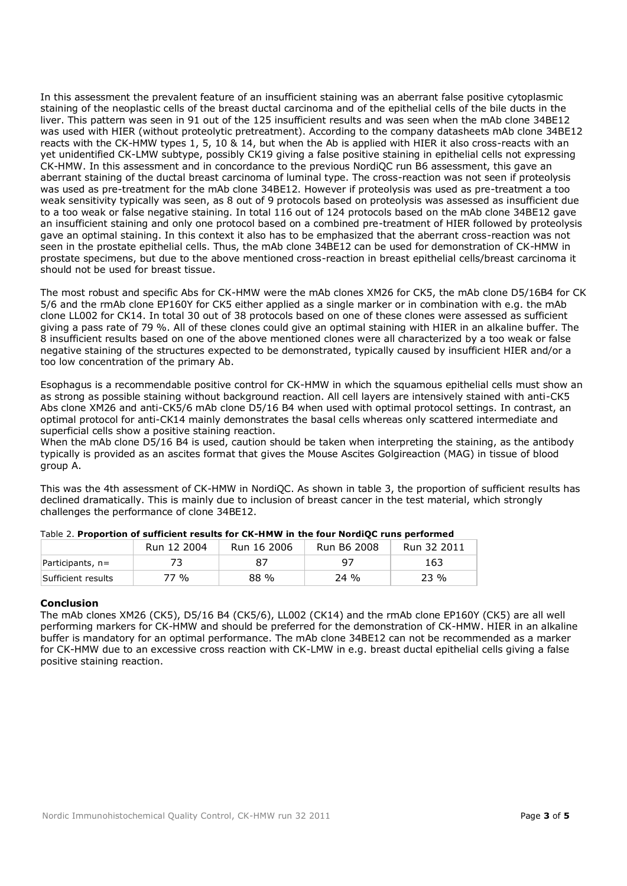In this assessment the prevalent feature of an insufficient staining was an aberrant false positive cytoplasmic staining of the neoplastic cells of the breast ductal carcinoma and of the epithelial cells of the bile ducts in the liver. This pattern was seen in 91 out of the 125 insufficient results and was seen when the mAb clone 34BE12 was used with HIER (without proteolytic pretreatment). According to the company datasheets mAb clone 34BE12 reacts with the CK-HMW types 1, 5, 10 & 14, but when the Ab is applied with HIER it also cross-reacts with an yet unidentified CK-LMW subtype, possibly CK19 giving a false positive staining in epithelial cells not expressing CK-HMW. In this assessment and in concordance to the previous NordiQC run B6 assessment, this gave an aberrant staining of the ductal breast carcinoma of luminal type. The cross-reaction was not seen if proteolysis was used as pre-treatment for the mAb clone 34BE12. However if proteolysis was used as pre-treatment a too weak sensitivity typically was seen, as 8 out of 9 protocols based on proteolysis was assessed as insufficient due to a too weak or false negative staining. In total 116 out of 124 protocols based on the mAb clone 34BE12 gave an insufficient staining and only one protocol based on a combined pre-treatment of HIER followed by proteolysis gave an optimal staining. In this context it also has to be emphasized that the aberrant cross-reaction was not seen in the prostate epithelial cells. Thus, the mAb clone 34BE12 can be used for demonstration of CK-HMW in prostate specimens, but due to the above mentioned cross-reaction in breast epithelial cells/breast carcinoma it should not be used for breast tissue.

The most robust and specific Abs for CK-HMW were the mAb clones XM26 for CK5, the mAb clone D5/16B4 for CK 5/6 and the rmAb clone EP160Y for CK5 either applied as a single marker or in combination with e.g. the mAb clone LL002 for CK14. In total 30 out of 38 protocols based on one of these clones were assessed as sufficient giving a pass rate of 79 %. All of these clones could give an optimal staining with HIER in an alkaline buffer. The 8 insufficient results based on one of the above mentioned clones were all characterized by a too weak or false negative staining of the structures expected to be demonstrated, typically caused by insufficient HIER and/or a too low concentration of the primary Ab.

Esophagus is a recommendable positive control for CK-HMW in which the squamous epithelial cells must show an as strong as possible staining without background reaction. All cell layers are intensively stained with anti-CK5 Abs clone XM26 and anti-CK5/6 mAb clone D5/16 B4 when used with optimal protocol settings. In contrast, an optimal protocol for anti-CK14 mainly demonstrates the basal cells whereas only scattered intermediate and superficial cells show a positive staining reaction.
When the mAb clone D5/16 B4 is used, caution should be taken when interpreting the staining, as the antibody typically is provided as an ascites format that gives the Mouse Ascites Golgireaction (MAG) in tissue of blood group A.

This was the 4th assessment of CK-HMW in NordiQC. As shown in table 3, the proportion of sufficient results has declined dramatically. This is mainly due to inclusion of breast cancer in the test material, which strongly challenges the performance of clone 34BE12.

Table 2. **Proportion of sufficient results for CK-HMW in the four NordiQC runs performed**

| | Run 12 2004 | Run 16 2006 | Run B6 2008 | Run 32 2011 |
|---|---|---|---|---|
| Participants, n= | 73 | 87 | 97 | 163 |
| Sufficient results | 77 % | 88 % | 24 % | 23 % |

**Conclusion**

The mAb clones XM26 (CK5), D5/16 B4 (CK5/6), LL002 (CK14) and the rmAb clone EP160Y (CK5) are all well performing markers for CK-HMW and should be preferred for the demonstration of CK-HMW. HIER in an alkaline buffer is mandatory for an optimal performance. The mAb clone 34BE12 can not be recommended as a marker for CK-HMW due to an excessive cross reaction with CK-LMW in e.g. breast ductal epithelial cells giving a false positive staining reaction.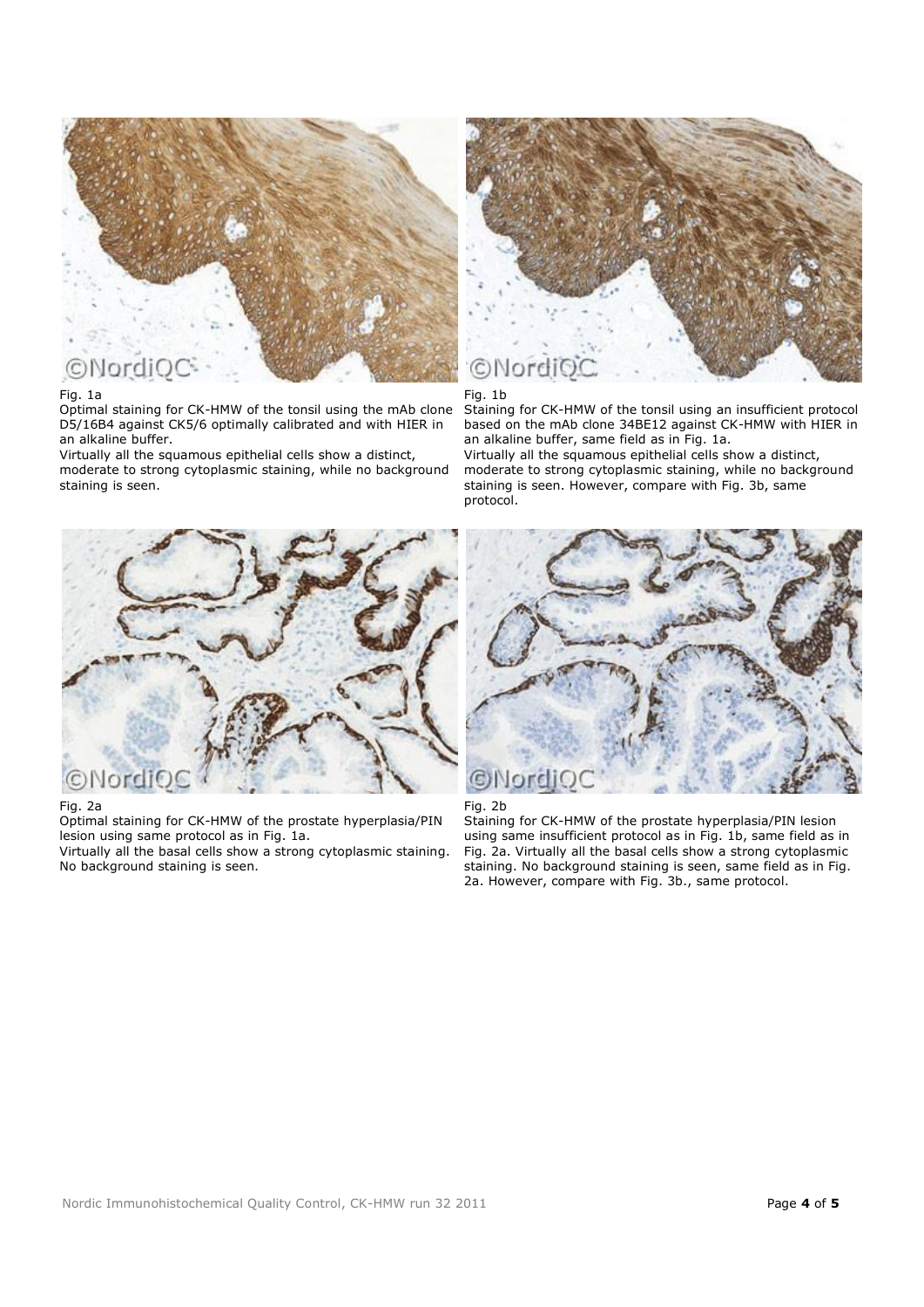Fig. 1a
Optimal staining for CK-HMW of the tonsil using the mAb clone D5/16B4 against CK5/6 optimally calibrated and with HIER in an alkaline buffer.
Virtually all the squamous epithelial cells show a distinct, moderate to strong cytoplasmic staining, while no background staining is seen.

Fig. 1b
Staining for CK-HMW of the tonsil using an insufficient protocol based on the mAb clone 34BE12 against CK-HMW with HIER in an alkaline buffer, same field as in Fig. 1a.
Virtually all the squamous epithelial cells show a distinct, moderate to strong cytoplasmic staining, while no background staining is seen. However, compare with Fig. 3b, same protocol.

Fig. 2a
Optimal staining for CK-HMW of the prostate hyperplasia/PIN lesion using same protocol as in Fig. 1a.
Virtually all the basal cells show a strong cytoplasmic staining. No background staining is seen.

Fig. 2b
Staining for CK-HMW of the prostate hyperplasia/PIN lesion using same insufficient protocol as in Fig. 1b, same field as in Fig. 2a. Virtually all the basal cells show a strong cytoplasmic staining. No background staining is seen, same field as in Fig. 2a. However, compare with Fig. 3b., same protocol.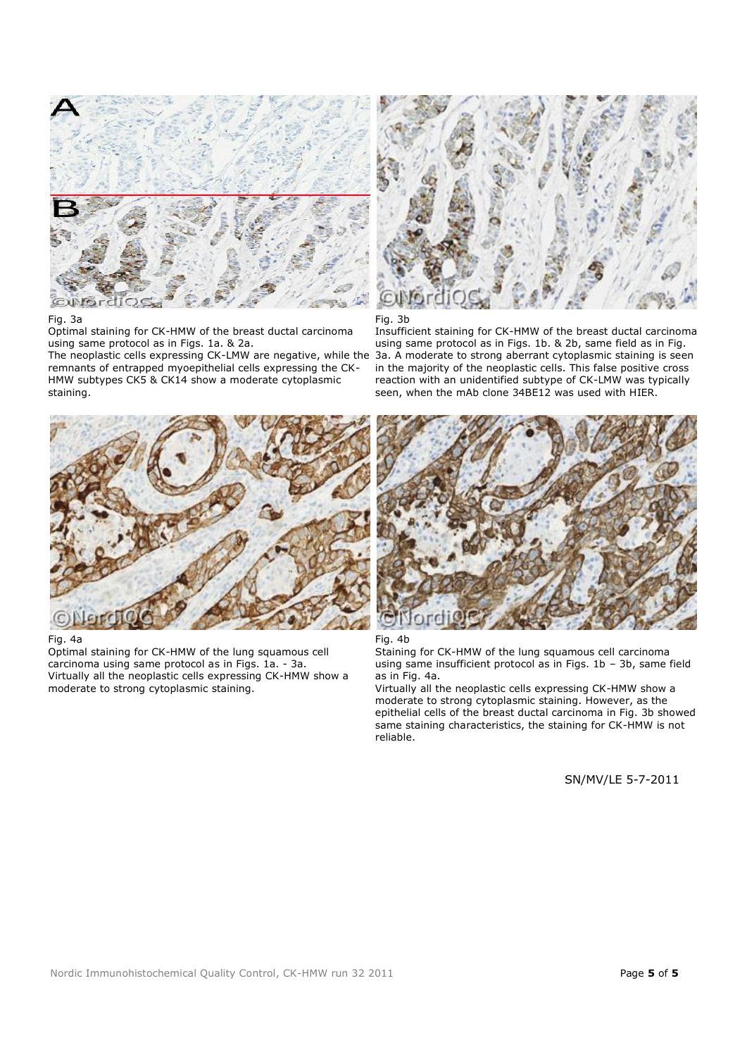Fig. 3a
Optimal staining for CK-HMW of the breast ductal carcinoma using same protocol as in Figs. 1a. & 2a.
The neoplastic cells expressing CK-LMW are negative, while the remnants of entrapped myoepithelial cells expressing the CK-HMW subtypes CK5 & CK14 show a moderate cytoplasmic staining.

Fig. 3b
Insufficient staining for CK-HMW of the breast ductal carcinoma using same protocol as in Figs. 1b. & 2b, same field as in Fig. 3a. A moderate to strong aberrant cytoplasmic staining is seen in the majority of the neoplastic cells. This false positive cross reaction with an unidentified subtype of CK-LMW was typically seen, when the mAb clone 34BE12 was used with HIER.

Fig. 4a
Optimal staining for CK-HMW of the lung squamous cell carcinoma using same protocol as in Figs. 1a. - 3a.
Virtually all the neoplastic cells expressing CK-HMW show a moderate to strong cytoplasmic staining.

Fig. 4b
Staining for CK-HMW of the lung squamous cell carcinoma using same insufficient protocol as in Figs. 1b – 3b, same field as in Fig. 4a.
Virtually all the neoplastic cells expressing CK-HMW show a moderate to strong cytoplasmic staining. However, as the epithelial cells of the breast ductal carcinoma in Fig. 3b showed same staining characteristics, the staining for CK-HMW is not reliable.

SN/MV/LE 5-7-2011